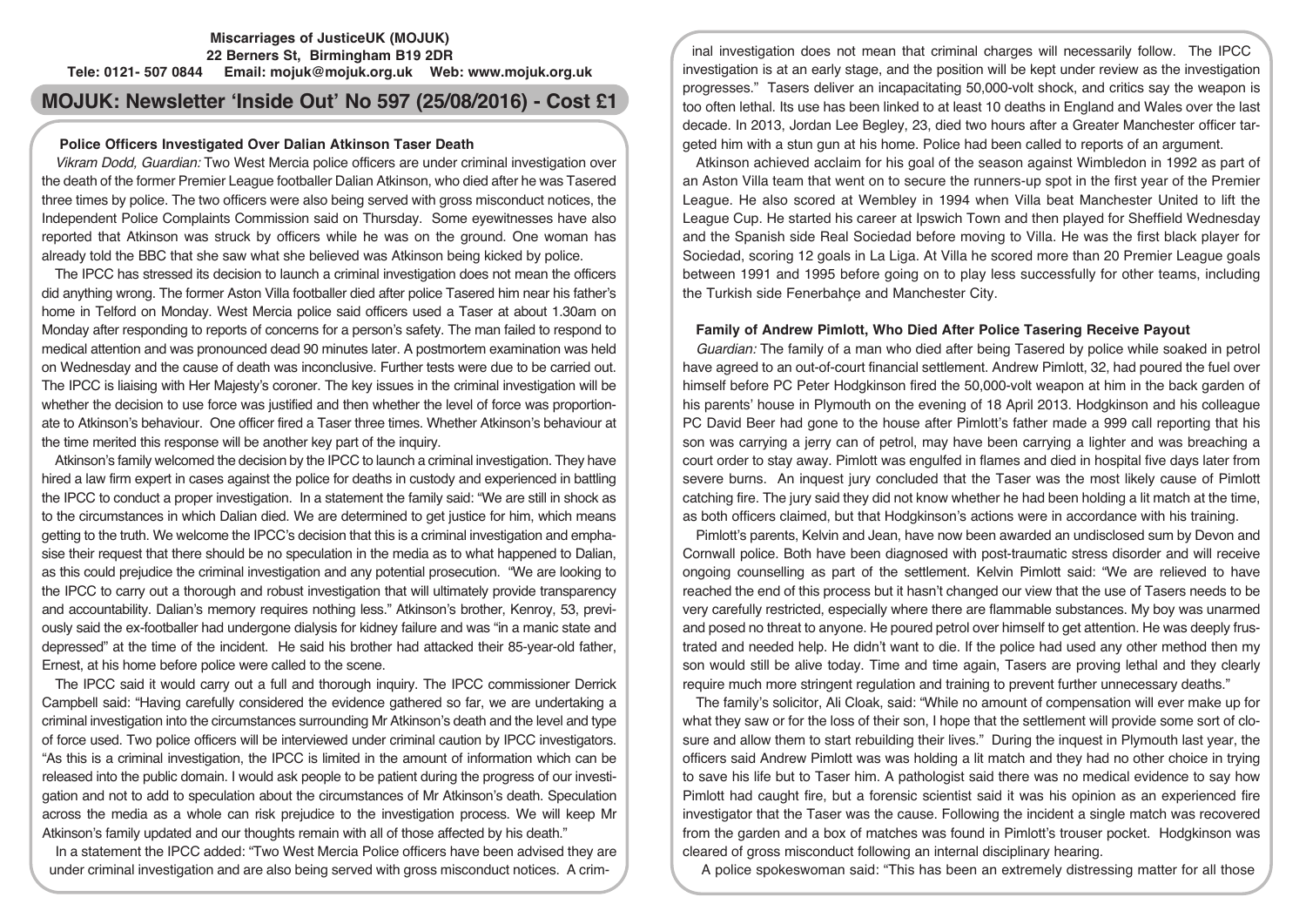**Miscarriages of JusticeUK (MOJUK)**
**22 Berners St, Birmingham B19 2DR**
**Tele: 0121- 507 0844 Email: mojuk@mojuk.org.uk Web: www.mojuk.org.uk**

# MOJUK: Newsletter 'Inside Out' No 597 (25/08/2016) - Cost £1

## Police Officers Investigated Over Dalian Atkinson Taser Death

*Vikram Dodd, Guardian:* Two West Mercia police officers are under criminal investigation over the death of the former Premier League footballer Dalian Atkinson, who died after he was Tasered three times by police. The two officers were also being served with gross misconduct notices, the Independent Police Complaints Commission said on Thursday. Some eyewitnesses have also reported that Atkinson was struck by officers while he was on the ground. One woman has already told the BBC that she saw what she believed was Atkinson being kicked by police.

The IPCC has stressed its decision to launch a criminal investigation does not mean the officers did anything wrong. The former Aston Villa footballer died after police Tasered him near his father's home in Telford on Monday. West Mercia police said officers used a Taser at about 1.30am on Monday after responding to reports of concerns for a person's safety. The man failed to respond to medical attention and was pronounced dead 90 minutes later. A postmortem examination was held on Wednesday and the cause of death was inconclusive. Further tests were due to be carried out. The IPCC is liaising with Her Majesty's coroner. The key issues in the criminal investigation will be whether the decision to use force was justified and then whether the level of force was proportionate to Atkinson's behaviour. One officer fired a Taser three times. Whether Atkinson's behaviour at the time merited this response will be another key part of the inquiry.

Atkinson's family welcomed the decision by the IPCC to launch a criminal investigation. They have hired a law firm expert in cases against the police for deaths in custody and experienced in battling the IPCC to conduct a proper investigation. In a statement the family said: "We are still in shock as to the circumstances in which Dalian died. We are determined to get justice for him, which means getting to the truth. We welcome the IPCC's decision that this is a criminal investigation and emphasise their request that there should be no speculation in the media as to what happened to Dalian, as this could prejudice the criminal investigation and any potential prosecution. "We are looking to the IPCC to carry out a thorough and robust investigation that will ultimately provide transparency and accountability. Dalian's memory requires nothing less." Atkinson's brother, Kenroy, 53, previously said the ex-footballer had undergone dialysis for kidney failure and was "in a manic state and depressed" at the time of the incident. He said his brother had attacked their 85-year-old father, Ernest, at his home before police were called to the scene.

The IPCC said it would carry out a full and thorough inquiry. The IPCC commissioner Derrick Campbell said: "Having carefully considered the evidence gathered so far, we are undertaking a criminal investigation into the circumstances surrounding Mr Atkinson's death and the level and type of force used. Two police officers will be interviewed under criminal caution by IPCC investigators. "As this is a criminal investigation, the IPCC is limited in the amount of information which can be released into the public domain. I would ask people to be patient during the progress of our investigation and not to add to speculation about the circumstances of Mr Atkinson's death. Speculation across the media as a whole can risk prejudice to the investigation process. We will keep Mr Atkinson's family updated and our thoughts remain with all of those affected by his death."

In a statement the IPCC added: "Two West Mercia Police officers have been advised they are under criminal investigation and are also being served with gross misconduct notices. A criminal investigation does not mean that criminal charges will necessarily follow. The IPCC investigation is at an early stage, and the position will be kept under review as the investigation progresses." Tasers deliver an incapacitating 50,000-volt shock, and critics say the weapon is too often lethal. Its use has been linked to at least 10 deaths in England and Wales over the last decade. In 2013, Jordan Lee Begley, 23, died two hours after a Greater Manchester officer targeted him with a stun gun at his home. Police had been called to reports of an argument.

Atkinson achieved acclaim for his goal of the season against Wimbledon in 1992 as part of an Aston Villa team that went on to secure the runners-up spot in the first year of the Premier League. He also scored at Wembley in 1994 when Villa beat Manchester United to lift the League Cup. He started his career at Ipswich Town and then played for Sheffield Wednesday and the Spanish side Real Sociedad before moving to Villa. He was the first black player for Sociedad, scoring 12 goals in La Liga. At Villa he scored more than 20 Premier League goals between 1991 and 1995 before going on to play less successfully for other teams, including the Turkish side Fenerbahçe and Manchester City.

## Family of Andrew Pimlott, Who Died After Police Tasering Receive Payout

*Guardian:* The family of a man who died after being Tasered by police while soaked in petrol have agreed to an out-of-court financial settlement. Andrew Pimlott, 32, had poured the fuel over himself before PC Peter Hodgkinson fired the 50,000-volt weapon at him in the back garden of his parents' house in Plymouth on the evening of 18 April 2013. Hodgkinson and his colleague PC David Beer had gone to the house after Pimlott's father made a 999 call reporting that his son was carrying a jerry can of petrol, may have been carrying a lighter and was breaching a court order to stay away. Pimlott was engulfed in flames and died in hospital five days later from severe burns. An inquest jury concluded that the Taser was the most likely cause of Pimlott catching fire. The jury said they did not know whether he had been holding a lit match at the time, as both officers claimed, but that Hodgkinson's actions were in accordance with his training.

Pimlott's parents, Kelvin and Jean, have now been awarded an undisclosed sum by Devon and Cornwall police. Both have been diagnosed with post-traumatic stress disorder and will receive ongoing counselling as part of the settlement. Kelvin Pimlott said: "We are relieved to have reached the end of this process but it hasn't changed our view that the use of Tasers needs to be very carefully restricted, especially where there are flammable substances. My boy was unarmed and posed no threat to anyone. He poured petrol over himself to get attention. He was deeply frustrated and needed help. He didn't want to die. If the police had used any other method then my son would still be alive today. Time and time again, Tasers are proving lethal and they clearly require much more stringent regulation and training to prevent further unnecessary deaths."

The family's solicitor, Ali Cloak, said: "While no amount of compensation will ever make up for what they saw or for the loss of their son, I hope that the settlement will provide some sort of closure and allow them to start rebuilding their lives." During the inquest in Plymouth last year, the officers said Andrew Pimlott was holding a lit match and they had no other choice in trying to save his life but to Taser him. A pathologist said there was no medical evidence to say how Pimlott had caught fire, but a forensic scientist said it was his opinion as an experienced fire investigator that the Taser was the cause. Following the incident a single match was recovered from the garden and a box of matches was found in Pimlott's trouser pocket. Hodgkinson was cleared of gross misconduct following an internal disciplinary hearing.

A police spokeswoman said: "This has been an extremely distressing matter for all those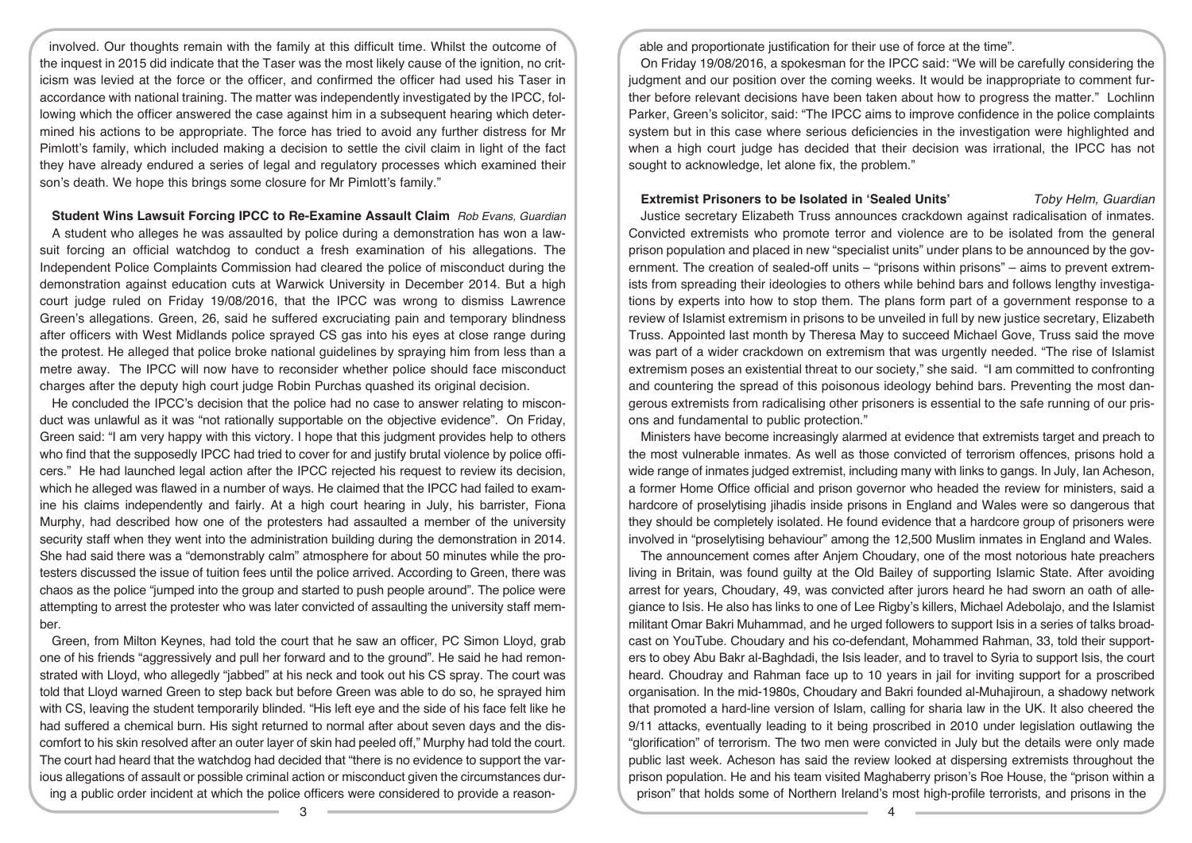involved. Our thoughts remain with the family at this difficult time. Whilst the outcome of the inquest in 2015 did indicate that the Taser was the most likely cause of the ignition, no criticism was levied at the force or the officer, and confirmed the officer had used his Taser in accordance with national training. The matter was independently investigated by the IPCC, following which the officer answered the case against him in a subsequent hearing which determined his actions to be appropriate. The force has tried to avoid any further distress for Mr Pimlott's family, which included making a decision to settle the civil claim in light of the fact they have already endured a series of legal and regulatory processes which examined their son's death. We hope this brings some closure for Mr Pimlott's family."

## Student Wins Lawsuit Forcing IPCC to Re-Examine Assault Claim *Rob Evans, Guardian*

A student who alleges he was assaulted by police during a demonstration has won a lawsuit forcing an official watchdog to conduct a fresh examination of his allegations. The Independent Police Complaints Commission had cleared the police of misconduct during the demonstration against education cuts at Warwick University in December 2014. But a high court judge ruled on Friday 19/08/2016, that the IPCC was wrong to dismiss Lawrence Green's allegations. Green, 26, said he suffered excruciating pain and temporary blindness after officers with West Midlands police sprayed CS gas into his eyes at close range during the protest. He alleged that police broke national guidelines by spraying him from less than a metre away. The IPCC will now have to reconsider whether police should face misconduct charges after the deputy high court judge Robin Purchas quashed its original decision.

He concluded the IPCC's decision that the police had no case to answer relating to misconduct was unlawful as it was "not rationally supportable on the objective evidence". On Friday, Green said: "I am very happy with this victory. I hope that this judgment provides help to others who find that the supposedly IPCC had tried to cover for and justify brutal violence by police officers." He had launched legal action after the IPCC rejected his request to review its decision, which he alleged was flawed in a number of ways. He claimed that the IPCC had failed to examine his claims independently and fairly. At a high court hearing in July, his barrister, Fiona Murphy, had described how one of the protesters had assaulted a member of the university security staff when they went into the administration building during the demonstration in 2014. She had said there was a "demonstrably calm" atmosphere for about 50 minutes while the protesters discussed the issue of tuition fees until the police arrived. According to Green, there was chaos as the police "jumped into the group and started to push people around". The police were attempting to arrest the protester who was later convicted of assaulting the university staff member.

Green, from Milton Keynes, had told the court that he saw an officer, PC Simon Lloyd, grab one of his friends "aggressively and pull her forward and to the ground". He said he had remonstrated with Lloyd, who allegedly "jabbed" at his neck and took out his CS spray. The court was told that Lloyd warned Green to step back but before Green was able to do so, he sprayed him with CS, leaving the student temporarily blinded. "His left eye and the side of his face felt like he had suffered a chemical burn. His sight returned to normal after about seven days and the discomfort to his skin resolved after an outer layer of skin had peeled off," Murphy had told the court. The court had heard that the watchdog had decided that "there is no evidence to support the various allegations of assault or possible criminal action or misconduct given the circumstances during a public order incident at which the police officers were considered to provide a reasonable and proportionate justification for their use of force at the time".

On Friday 19/08/2016, a spokesman for the IPCC said: "We will be carefully considering the judgment and our position over the coming weeks. It would be inappropriate to comment further before relevant decisions have been taken about how to progress the matter." Lochlinn Parker, Green's solicitor, said: "The IPCC aims to improve confidence in the police complaints system but in this case where serious deficiencies in the investigation were highlighted and when a high court judge has decided that their decision was irrational, the IPCC has not sought to acknowledge, let alone fix, the problem."

## Extremist Prisoners to be Isolated in 'Sealed Units' *Toby Helm, Guardian*

Justice secretary Elizabeth Truss announces crackdown against radicalisation of inmates. Convicted extremists who promote terror and violence are to be isolated from the general prison population and placed in new "specialist units" under plans to be announced by the government. The creation of sealed-off units – "prisons within prisons" – aims to prevent extremists from spreading their ideologies to others while behind bars and follows lengthy investigations by experts into how to stop them. The plans form part of a government response to a review of Islamist extremism in prisons to be unveiled in full by new justice secretary, Elizabeth Truss. Appointed last month by Theresa May to succeed Michael Gove, Truss said the move was part of a wider crackdown on extremism that was urgently needed. "The rise of Islamist extremism poses an existential threat to our society," she said. "I am committed to confronting and countering the spread of this poisonous ideology behind bars. Preventing the most dangerous extremists from radicalising other prisoners is essential to the safe running of our prisons and fundamental to public protection."

Ministers have become increasingly alarmed at evidence that extremists target and preach to the most vulnerable inmates. As well as those convicted of terrorism offences, prisons hold a wide range of inmates judged extremist, including many with links to gangs. In July, Ian Acheson, a former Home Office official and prison governor who headed the review for ministers, said a hardcore of proselytising jihadis inside prisons in England and Wales were so dangerous that they should be completely isolated. He found evidence that a hardcore group of prisoners were involved in "proselytising behaviour" among the 12,500 Muslim inmates in England and Wales.

The announcement comes after Anjem Choudary, one of the most notorious hate preachers living in Britain, was found guilty at the Old Bailey of supporting Islamic State. After avoiding arrest for years, Choudary, 49, was convicted after jurors heard he had sworn an oath of allegiance to Isis. He also has links to one of Lee Rigby's killers, Michael Adebolajo, and the Islamist militant Omar Bakri Muhammad, and he urged followers to support Isis in a series of talks broadcast on YouTube. Choudary and his co-defendant, Mohammed Rahman, 33, told their supporters to obey Abu Bakr al-Baghdadi, the Isis leader, and to travel to Syria to support Isis, the court heard. Choudray and Rahman face up to 10 years in jail for inviting support for a proscribed organisation. In the mid-1980s, Choudary and Bakri founded al-Muhajiroun, a shadowy network that promoted a hard-line version of Islam, calling for sharia law in the UK. It also cheered the 9/11 attacks, eventually leading to it being proscribed in 2010 under legislation outlawing the "glorification" of terrorism. The two men were convicted in July but the details were only made public last week. Acheson has said the review looked at dispersing extremists throughout the prison population. He and his team visited Maghaberry prison's Roe House, the "prison within a prison" that holds some of Northern Ireland's most high-profile terrorists, and prisons in the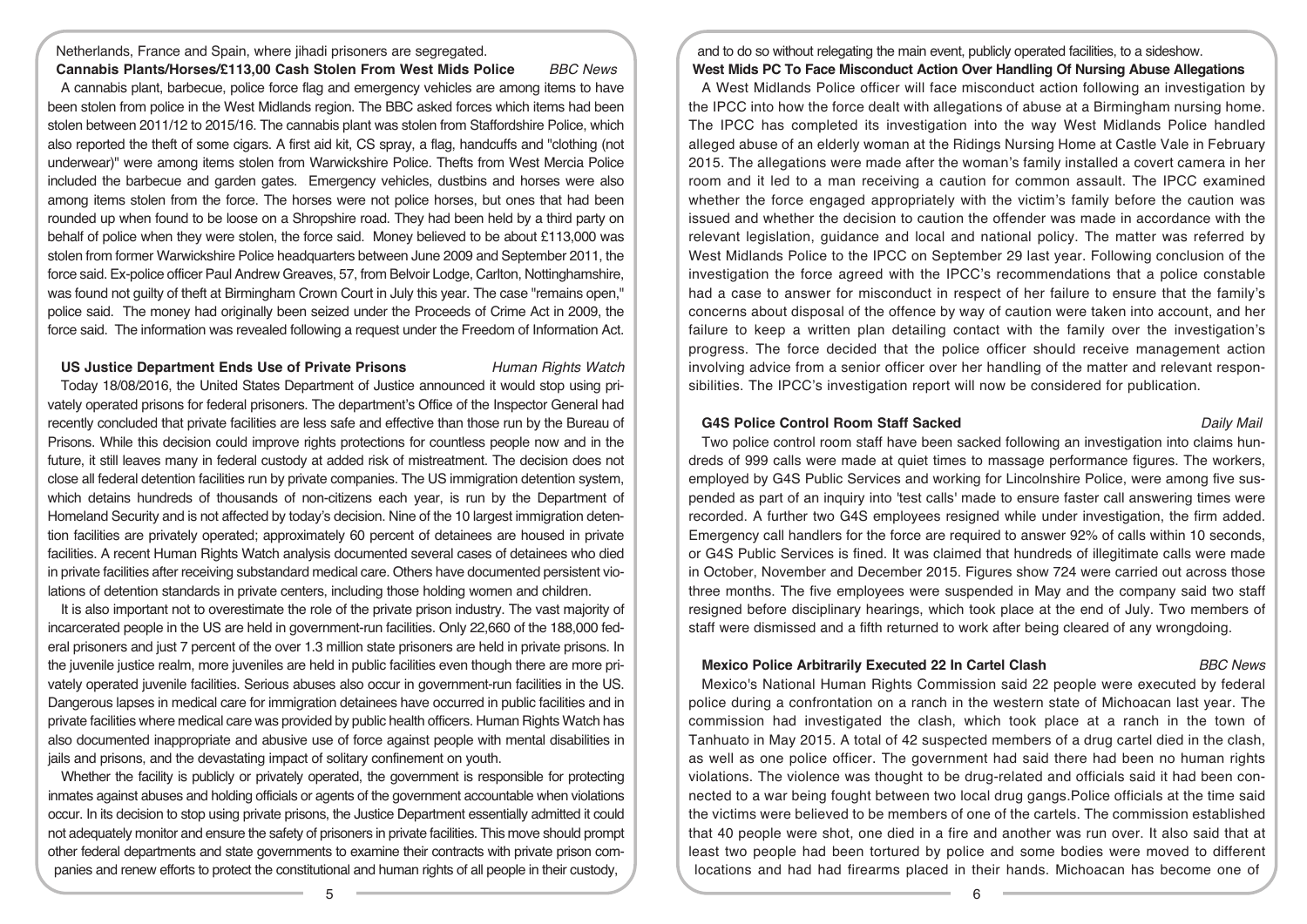Netherlands, France and Spain, where jihadi prisoners are segregated.

### Cannabis Plants/Horses/£113,00 Cash Stolen From West Mids Police *BBC News*

A cannabis plant, barbecue, police force flag and emergency vehicles are among items to have been stolen from police in the West Midlands region. The BBC asked forces which items had been stolen between 2011/12 to 2015/16. The cannabis plant was stolen from Staffordshire Police, which also reported the theft of some cigars. A first aid kit, CS spray, a flag, handcuffs and "clothing (not underwear)" were among items stolen from Warwickshire Police. Thefts from West Mercia Police included the barbecue and garden gates. Emergency vehicles, dustbins and horses were also among items stolen from the force. The horses were not police horses, but ones that had been rounded up when found to be loose on a Shropshire road. They had been held by a third party on behalf of police when they were stolen, the force said. Money believed to be about £113,000 was stolen from former Warwickshire Police headquarters between June 2009 and September 2011, the force said. Ex-police officer Paul Andrew Greaves, 57, from Belvoir Lodge, Carlton, Nottinghamshire, was found not guilty of theft at Birmingham Crown Court in July this year. The case "remains open," police said. The money had originally been seized under the Proceeds of Crime Act in 2009, the force said. The information was revealed following a request under the Freedom of Information Act.

### US Justice Department Ends Use of Private Prisons *Human Rights Watch*

Today 18/08/2016, the United States Department of Justice announced it would stop using privately operated prisons for federal prisoners. The department's Office of the Inspector General had recently concluded that private facilities are less safe and effective than those run by the Bureau of Prisons. While this decision could improve rights protections for countless people now and in the future, it still leaves many in federal custody at added risk of mistreatment. The decision does not close all federal detention facilities run by private companies. The US immigration detention system, which detains hundreds of thousands of non-citizens each year, is run by the Department of Homeland Security and is not affected by today's decision. Nine of the 10 largest immigration detention facilities are privately operated; approximately 60 percent of detainees are housed in private facilities. A recent Human Rights Watch analysis documented several cases of detainees who died in private facilities after receiving substandard medical care. Others have documented persistent violations of detention standards in private centers, including those holding women and children.

It is also important not to overestimate the role of the private prison industry. The vast majority of incarcerated people in the US are held in government-run facilities. Only 22,660 of the 188,000 federal prisoners and just 7 percent of the over 1.3 million state prisoners are held in private prisons. In the juvenile justice realm, more juveniles are held in public facilities even though there are more privately operated juvenile facilities. Serious abuses also occur in government-run facilities in the US. Dangerous lapses in medical care for immigration detainees have occurred in public facilities and in private facilities where medical care was provided by public health officers. Human Rights Watch has also documented inappropriate and abusive use of force against people with mental disabilities in jails and prisons, and the devastating impact of solitary confinement on youth.

Whether the facility is publicly or privately operated, the government is responsible for protecting inmates against abuses and holding officials or agents of the government accountable when violations occur. In its decision to stop using private prisons, the Justice Department essentially admitted it could not adequately monitor and ensure the safety of prisoners in private facilities. This move should prompt other federal departments and state governments to examine their contracts with private prison companies and renew efforts to protect the constitutional and human rights of all people in their custody, and to do so without relegating the main event, publicly operated facilities, to a sideshow.

### West Mids PC To Face Misconduct Action Over Handling Of Nursing Abuse Allegations

A West Midlands Police officer will face misconduct action following an investigation by the IPCC into how the force dealt with allegations of abuse at a Birmingham nursing home. The IPCC has completed its investigation into the way West Midlands Police handled alleged abuse of an elderly woman at the Ridings Nursing Home at Castle Vale in February 2015. The allegations were made after the woman's family installed a covert camera in her room and it led to a man receiving a caution for common assault. The IPCC examined whether the force engaged appropriately with the victim's family before the caution was issued and whether the decision to caution the offender was made in accordance with the relevant legislation, guidance and local and national policy. The matter was referred by West Midlands Police to the IPCC on September 29 last year. Following conclusion of the investigation the force agreed with the IPCC's recommendations that a police constable had a case to answer for misconduct in respect of her failure to ensure that the family's concerns about disposal of the offence by way of caution were taken into account, and her failure to keep a written plan detailing contact with the family over the investigation's progress. The force decided that the police officer should receive management action involving advice from a senior officer over her handling of the matter and relevant responsibilities. The IPCC's investigation report will now be considered for publication.

### G4S Police Control Room Staff Sacked *Daily Mail*

Two police control room staff have been sacked following an investigation into claims hundreds of 999 calls were made at quiet times to massage performance figures. The workers, employed by G4S Public Services and working for Lincolnshire Police, were among five suspended as part of an inquiry into 'test calls' made to ensure faster call answering times were recorded. A further two G4S employees resigned while under investigation, the firm added. Emergency call handlers for the force are required to answer 92% of calls within 10 seconds, or G4S Public Services is fined. It was claimed that hundreds of illegitimate calls were made in October, November and December 2015. Figures show 724 were carried out across those three months. The five employees were suspended in May and the company said two staff resigned before disciplinary hearings, which took place at the end of July. Two members of staff were dismissed and a fifth returned to work after being cleared of any wrongdoing.

### Mexico Police Arbitrarily Executed 22 In Cartel Clash *BBC News*

Mexico's National Human Rights Commission said 22 people were executed by federal police during a confrontation on a ranch in the western state of Michoacan last year. The commission had investigated the clash, which took place at a ranch in the town of Tanhuato in May 2015. A total of 42 suspected members of a drug cartel died in the clash, as well as one police officer. The government had said there had been no human rights violations. The violence was thought to be drug-related and officials said it had been connected to a war being fought between two local drug gangs.Police officials at the time said the victims were believed to be members of one of the cartels. The commission established that 40 people were shot, one died in a fire and another was run over. It also said that at least two people had been tortured by police and some bodies were moved to different locations and had had firearms placed in their hands. Michoacan has become one of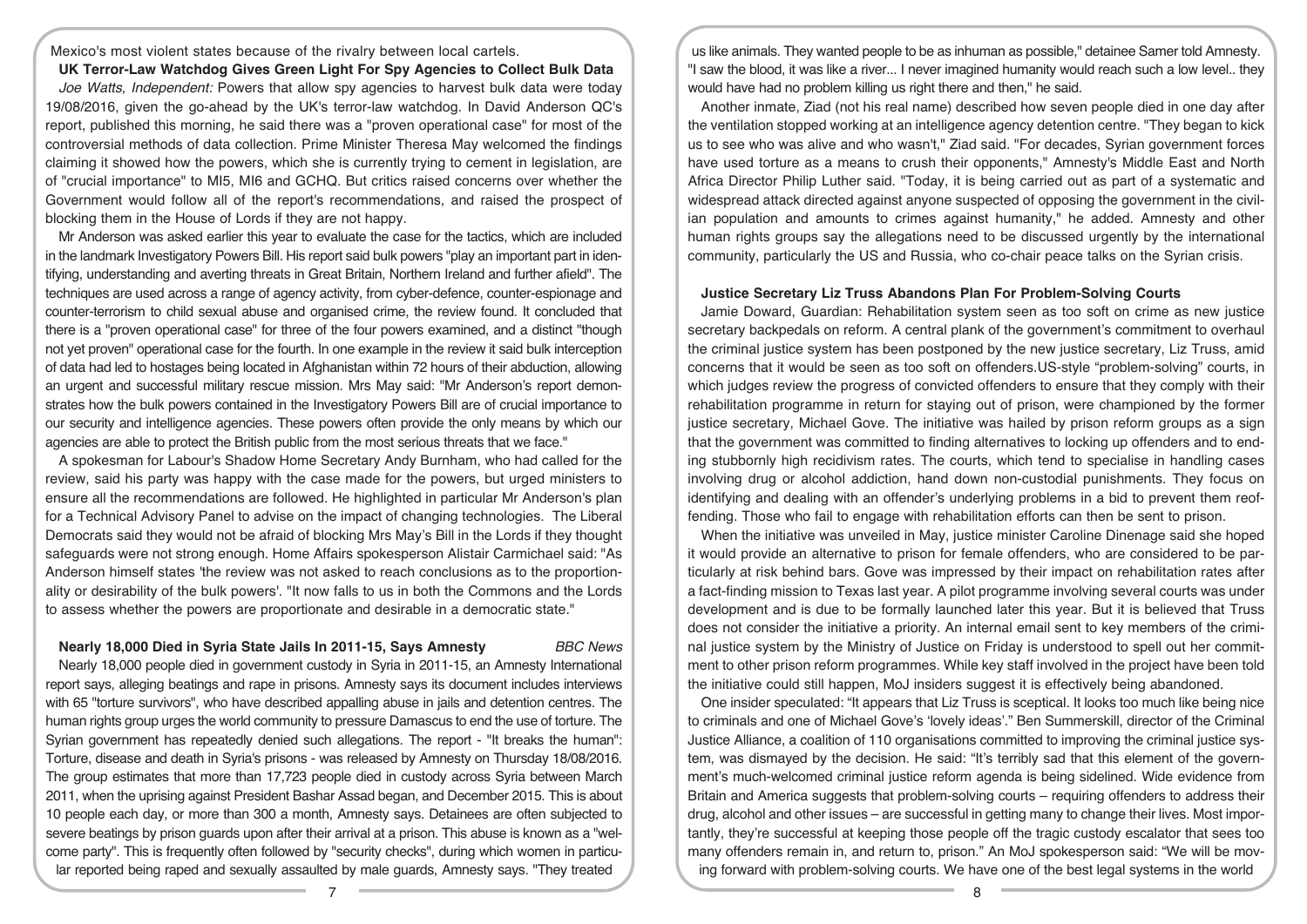Mexico's most violent states because of the rivalry between local cartels.

**UK Terror-Law Watchdog Gives Green Light For Spy Agencies to Collect Bulk Data**

*Joe Watts, Independent:* Powers that allow spy agencies to harvest bulk data were today 19/08/2016, given the go-ahead by the UK's terror-law watchdog. In David Anderson QC's report, published this morning, he said there was a "proven operational case" for most of the controversial methods of data collection. Prime Minister Theresa May welcomed the findings claiming it showed how the powers, which she is currently trying to cement in legislation, are of "crucial importance" to MI5, MI6 and GCHQ. But critics raised concerns over whether the Government would follow all of the report's recommendations, and raised the prospect of blocking them in the House of Lords if they are not happy.

Mr Anderson was asked earlier this year to evaluate the case for the tactics, which are included in the landmark Investigatory Powers Bill. His report said bulk powers "play an important part in identifying, understanding and averting threats in Great Britain, Northern Ireland and further afield". The techniques are used across a range of agency activity, from cyber-defence, counter-espionage and counter-terrorism to child sexual abuse and organised crime, the review found. It concluded that there is a "proven operational case" for three of the four powers examined, and a distinct "though not yet proven" operational case for the fourth. In one example in the review it said bulk interception of data had led to hostages being located in Afghanistan within 72 hours of their abduction, allowing an urgent and successful military rescue mission. Mrs May said: "Mr Anderson's report demonstrates how the bulk powers contained in the Investigatory Powers Bill are of crucial importance to our security and intelligence agencies. These powers often provide the only means by which our agencies are able to protect the British public from the most serious threats that we face."

A spokesman for Labour's Shadow Home Secretary Andy Burnham, who had called for the review, said his party was happy with the case made for the powers, but urged ministers to ensure all the recommendations are followed. He highlighted in particular Mr Anderson's plan for a Technical Advisory Panel to advise on the impact of changing technologies. The Liberal Democrats said they would not be afraid of blocking Mrs May's Bill in the Lords if they thought safeguards were not strong enough. Home Affairs spokesperson Alistair Carmichael said: "As Anderson himself states 'the review was not asked to reach conclusions as to the proportionality or desirability of the bulk powers'. "It now falls to us in both the Commons and the Lords to assess whether the powers are proportionate and desirable in a democratic state."

**Nearly 18,000 Died in Syria State Jails In 2011-15, Says Amnesty** *BBC News*

Nearly 18,000 people died in government custody in Syria in 2011-15, an Amnesty International report says, alleging beatings and rape in prisons. Amnesty says its document includes interviews with 65 "torture survivors", who have described appalling abuse in jails and detention centres. The human rights group urges the world community to pressure Damascus to end the use of torture. The Syrian government has repeatedly denied such allegations. The report - "It breaks the human": Torture, disease and death in Syria's prisons - was released by Amnesty on Thursday 18/08/2016. The group estimates that more than 17,723 people died in custody across Syria between March 2011, when the uprising against President Bashar Assad began, and December 2015. This is about 10 people each day, or more than 300 a month, Amnesty says. Detainees are often subjected to severe beatings by prison guards upon after their arrival at a prison. This abuse is known as a "welcome party". This is frequently often followed by "security checks", during which women in particular reported being raped and sexually assaulted by male guards, Amnesty says. "They treated us like animals. They wanted people to be as inhuman as possible," detainee Samer told Amnesty. "I saw the blood, it was like a river... I never imagined humanity would reach such a low level.. they would have had no problem killing us right there and then," he said.

Another inmate, Ziad (not his real name) described how seven people died in one day after the ventilation stopped working at an intelligence agency detention centre. "They began to kick us to see who was alive and who wasn't," Ziad said. "For decades, Syrian government forces have used torture as a means to crush their opponents," Amnesty's Middle East and North Africa Director Philip Luther said. "Today, it is being carried out as part of a systematic and widespread attack directed against anyone suspected of opposing the government in the civilian population and amounts to crimes against humanity," he added. Amnesty and other human rights groups say the allegations need to be discussed urgently by the international community, particularly the US and Russia, who co-chair peace talks on the Syrian crisis.

**Justice Secretary Liz Truss Abandons Plan For Problem-Solving Courts**

Jamie Doward, Guardian: Rehabilitation system seen as too soft on crime as new justice secretary backpedals on reform. A central plank of the government's commitment to overhaul the criminal justice system has been postponed by the new justice secretary, Liz Truss, amid concerns that it would be seen as too soft on offenders.US-style "problem-solving" courts, in which judges review the progress of convicted offenders to ensure that they comply with their rehabilitation programme in return for staying out of prison, were championed by the former justice secretary, Michael Gove. The initiative was hailed by prison reform groups as a sign that the government was committed to finding alternatives to locking up offenders and to ending stubbornly high recidivism rates. The courts, which tend to specialise in handling cases involving drug or alcohol addiction, hand down non-custodial punishments. They focus on identifying and dealing with an offender's underlying problems in a bid to prevent them reoffending. Those who fail to engage with rehabilitation efforts can then be sent to prison.

When the initiative was unveiled in May, justice minister Caroline Dinenage said she hoped it would provide an alternative to prison for female offenders, who are considered to be particularly at risk behind bars. Gove was impressed by their impact on rehabilitation rates after a fact-finding mission to Texas last year. A pilot programme involving several courts was under development and is due to be formally launched later this year. But it is believed that Truss does not consider the initiative a priority. An internal email sent to key members of the criminal justice system by the Ministry of Justice on Friday is understood to spell out her commitment to other prison reform programmes. While key staff involved in the project have been told the initiative could still happen, MoJ insiders suggest it is effectively being abandoned.

One insider speculated: "It appears that Liz Truss is sceptical. It looks too much like being nice to criminals and one of Michael Gove's 'lovely ideas'." Ben Summerskill, director of the Criminal Justice Alliance, a coalition of 110 organisations committed to improving the criminal justice system, was dismayed by the decision. He said: "It's terribly sad that this element of the government's much-welcomed criminal justice reform agenda is being sidelined. Wide evidence from Britain and America suggests that problem-solving courts – requiring offenders to address their drug, alcohol and other issues – are successful in getting many to change their lives. Most importantly, they're successful at keeping those people off the tragic custody escalator that sees too many offenders remain in, and return to, prison." An MoJ spokesperson said: "We will be moving forward with problem-solving courts. We have one of the best legal systems in the world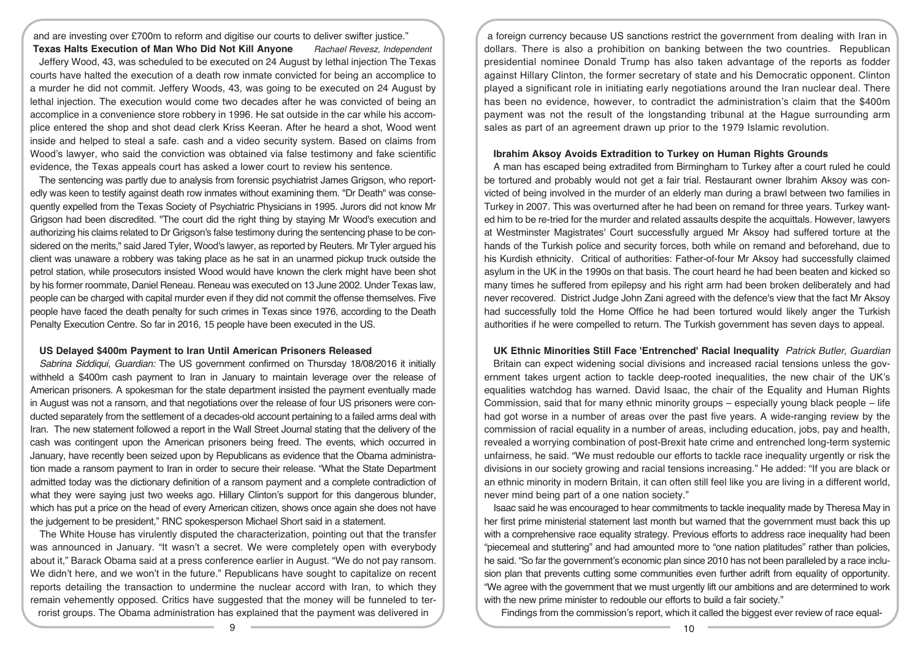and are investing over £700m to reform and digitise our courts to deliver swifter justice."

## Texas Halts Execution of Man Who Did Not Kill Anyone

*Rachael Revesz, Independent*

Jeffery Wood, 43, was scheduled to be executed on 24 August by lethal injection The Texas courts have halted the execution of a death row inmate convicted for being an accomplice to a murder he did not commit. Jeffery Woods, 43, was going to be executed on 24 August by lethal injection. The execution would come two decades after he was convicted of being an accomplice in a convenience store robbery in 1996. He sat outside in the car while his accomplice entered the shop and shot dead clerk Kriss Keeran. After he heard a shot, Wood went inside and helped to steal a safe. cash and a video security system. Based on claims from Wood's lawyer, who said the conviction was obtained via false testimony and fake scientific evidence, the Texas appeals court has asked a lower court to review his sentence.

The sentencing was partly due to analysis from forensic psychiatrist James Grigson, who reportedly was keen to testify against death row inmates without examining them. "Dr Death" was consequently expelled from the Texas Society of Psychiatric Physicians in 1995. Jurors did not know Mr Grigson had been discredited. "The court did the right thing by staying Mr Wood's execution and authorizing his claims related to Dr Grigson's false testimony during the sentencing phase to be considered on the merits," said Jared Tyler, Wood's lawyer, as reported by Reuters. Mr Tyler argued his client was unaware a robbery was taking place as he sat in an unarmed pickup truck outside the petrol station, while prosecutors insisted Wood would have known the clerk might have been shot by his former roommate, Daniel Reneau. Reneau was executed on 13 June 2002. Under Texas law, people can be charged with capital murder even if they did not commit the offense themselves. Five people have faced the death penalty for such crimes in Texas since 1976, according to the Death Penalty Execution Centre. So far in 2016, 15 people have been executed in the US.

## US Delayed $400m Payment to Iran Until American Prisoners Released

*Sabrina Siddiqui, Guardian:* The US government confirmed on Thursday 18/08/2016 it initially withheld a $400m cash payment to Iran in January to maintain leverage over the release of American prisoners. A spokesman for the state department insisted the payment eventually made in August was not a ransom, and that negotiations over the release of four US prisoners were conducted separately from the settlement of a decades-old account pertaining to a failed arms deal with Iran. The new statement followed a report in the Wall Street Journal stating that the delivery of the cash was contingent upon the American prisoners being freed. The events, which occurred in January, have recently been seized upon by Republicans as evidence that the Obama administration made a ransom payment to Iran in order to secure their release. "What the State Department admitted today was the dictionary definition of a ransom payment and a complete contradiction of what they were saying just two weeks ago. Hillary Clinton's support for this dangerous blunder, which has put a price on the head of every American citizen, shows once again she does not have the judgement to be president," RNC spokesperson Michael Short said in a statement.

The White House has virulently disputed the characterization, pointing out that the transfer was announced in January. "It wasn't a secret. We were completely open with everybody about it," Barack Obama said at a press conference earlier in August. "We do not pay ransom. We didn't here, and we won't in the future." Republicans have sought to capitalize on recent reports detailing the transaction to undermine the nuclear accord with Iran, to which they remain vehemently opposed. Critics have suggested that the money will be funneled to terrorist groups. The Obama administration has explained that the payment was delivered in a foreign currency because US sanctions restrict the government from dealing with Iran in dollars. There is also a prohibition on banking between the two countries. Republican presidential nominee Donald Trump has also taken advantage of the reports as fodder against Hillary Clinton, the former secretary of state and his Democratic opponent. Clinton played a significant role in initiating early negotiations around the Iran nuclear deal. There has been no evidence, however, to contradict the administration's claim that the $400m payment was not the result of the longstanding tribunal at the Hague surrounding arm sales as part of an agreement drawn up prior to the 1979 Islamic revolution.

## Ibrahim Aksoy Avoids Extradition to Turkey on Human Rights Grounds

A man has escaped being extradited from Birmingham to Turkey after a court ruled he could be tortured and probably would not get a fair trial. Restaurant owner Ibrahim Aksoy was convicted of being involved in the murder of an elderly man during a brawl between two families in Turkey in 2007. This was overturned after he had been on remand for three years. Turkey wanted him to be re-tried for the murder and related assaults despite the acquittals. However, lawyers at Westminster Magistrates' Court successfully argued Mr Aksoy had suffered torture at the hands of the Turkish police and security forces, both while on remand and beforehand, due to his Kurdish ethnicity. Critical of authorities: Father-of-four Mr Aksoy had successfully claimed asylum in the UK in the 1990s on that basis. The court heard he had been beaten and kicked so many times he suffered from epilepsy and his right arm had been broken deliberately and had never recovered. District Judge John Zani agreed with the defence's view that the fact Mr Aksoy had successfully told the Home Office he had been tortured would likely anger the Turkish authorities if he were compelled to return. The Turkish government has seven days to appeal.

## UK Ethnic Minorities Still Face 'Entrenched' Racial Inequality

*Patrick Butler, Guardian*

Britain can expect widening social divisions and increased racial tensions unless the government takes urgent action to tackle deep-rooted inequalities, the new chair of the UK's equalities watchdog has warned. David Isaac, the chair of the Equality and Human Rights Commission, said that for many ethnic minority groups – especially young black people – life had got worse in a number of areas over the past five years. A wide-ranging review by the commission of racial equality in a number of areas, including education, jobs, pay and health, revealed a worrying combination of post-Brexit hate crime and entrenched long-term systemic unfairness, he said. "We must redouble our efforts to tackle race inequality urgently or risk the divisions in our society growing and racial tensions increasing." He added: "If you are black or an ethnic minority in modern Britain, it can often still feel like you are living in a different world, never mind being part of a one nation society."

Isaac said he was encouraged to hear commitments to tackle inequality made by Theresa May in her first prime ministerial statement last month but warned that the government must back this up with a comprehensive race equality strategy. Previous efforts to address race inequality had been "piecemeal and stuttering" and had amounted more to "one nation platitudes" rather than policies, he said. "So far the government's economic plan since 2010 has not been paralleled by a race inclusion plan that prevents cutting some communities even further adrift from equality of opportunity. "We agree with the government that we must urgently lift our ambitions and are determined to work with the new prime minister to redouble our efforts to build a fair society."

Findings from the commission's report, which it called the biggest ever review of race equal-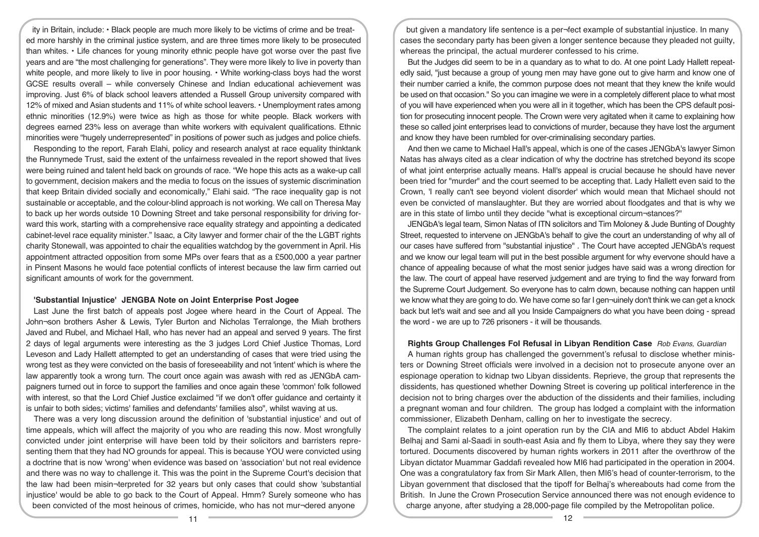ity in Britain, include: • Black people are much more likely to be victims of crime and be treated more harshly in the criminal justice system, and are three times more likely to be prosecuted than whites. • Life chances for young minority ethnic people have got worse over the past five years and are "the most challenging for generations". They were more likely to live in poverty than white people, and more likely to live in poor housing. • White working-class boys had the worst GCSE results overall – while conversely Chinese and Indian educational achievement was improving. Just 6% of black school leavers attended a Russell Group university compared with 12% of mixed and Asian students and 11% of white school leavers. • Unemployment rates among ethnic minorities (12.9%) were twice as high as those for white people. Black workers with degrees earned 23% less on average than white workers with equivalent qualifications. Ethnic minorities were "hugely underrepresented" in positions of power such as judges and police chiefs.

Responding to the report, Farah Elahi, policy and research analyst at race equality thinktank the Runnymede Trust, said the extent of the unfairness revealed in the report showed that lives were being ruined and talent held back on grounds of race. "We hope this acts as a wake-up call to government, decision makers and the media to focus on the issues of systemic discrimination that keep Britain divided socially and economically," Elahi said. "The race inequality gap is not sustainable or acceptable, and the colour-blind approach is not working. We call on Theresa May to back up her words outside 10 Downing Street and take personal responsibility for driving forward this work, starting with a comprehensive race equality strategy and appointing a dedicated cabinet-level race equality minister." Isaac, a City lawyer and former chair of the the LGBT rights charity Stonewall, was appointed to chair the equalities watchdog by the government in April. His appointment attracted opposition from some MPs over fears that as a £500,000 a year partner in Pinsent Masons he would face potential conflicts of interest because the law firm carried out significant amounts of work for the government.

## 'Substantial Injustice' JENGBA Note on Joint Enterprise Post Jogee

Last June the first batch of appeals post Jogee where heard in the Court of Appeal. The Johnson brothers Asher & Lewis, Tyler Burton and Nicholas Terralonge, the Miah brothers Javed and Rubel, and Michael Hall, who has never had an appeal and served 9 years. The first 2 days of legal arguments were interesting as the 3 judges Lord Chief Justice Thomas, Lord Leveson and Lady Hallett attempted to get an understanding of cases that were tried using the wrong test as they were convicted on the basis of foreseeability and not 'intent' which is where the law apparently took a wrong turn. The court once again was awash with red as JENGbA campaigners turned out in force to support the families and once again these 'common' folk followed with interest, so that the Lord Chief Justice exclaimed "if we don't offer guidance and certainty it is unfair to both sides; victims' families and defendants' families also", whilst waving at us.

There was a very long discussion around the definition of 'substantial injustice' and out of time appeals, which will affect the majority of you who are reading this now. Most wrongfully convicted under joint enterprise will have been told by their solicitors and barristers representing them that they had NO grounds for appeal. This is because YOU were convicted using a doctrine that is now 'wrong' when evidence was based on 'association' but not real evidence and there was no way to challenge it. This was the point in the Supreme Court's decision that the law had been misinterpreted for 32 years but only cases that could show 'substantial injustice' would be able to go back to the Court of Appeal. Hmm? Surely someone who has been convicted of the most heinous of crimes, homicide, who has not murdered anyone but given a mandatory life sentence is a perfect example of substantial injustice. In many cases the secondary party has been given a longer sentence because they pleaded not guilty, whereas the principal, the actual murderer confessed to his crime.

But the Judges did seem to be in a quandary as to what to do. At one point Lady Hallett repeatedly said, "just because a group of young men may have gone out to give harm and know one of their number carried a knife, the common purpose does not meant that they knew the knife would be used on that occasion." So you can imagine we were in a completely different place to what most of you will have experienced when you were all in it together, which has been the CPS default position for prosecuting innocent people. The Crown were very agitated when it came to explaining how these so called joint enterprises lead to convictions of murder, because they have lost the argument and know they have been rumbled for over-criminalising secondary parties.

And then we came to Michael Hall's appeal, which is one of the cases JENGbA's lawyer Simon Natas has always cited as a clear indication of why the doctrine has stretched beyond its scope of what joint enterprise actually means. Hall's appeal is crucial because he should have never been tried for "murder" and the court seemed to be accepting that. Lady Hallett even said to the Crown, 'I really can't see beyond violent disorder' which would mean that Michael should not even be convicted of manslaughter. But they are worried about floodgates and that is why we are in this state of limbo until they decide "what is exceptional circumstances?"

JENGbA's legal team, Simon Natas of ITN solicitors and Tim Moloney & Jude Bunting of Doughty Street, requested to intervene on JENGbA's behalf to give the court an understanding of why all of our cases have suffered from "substantial injustice" . The Court have accepted JENGbA's request and we know our legal team will put in the best possible argument for why everyone should have a chance of appealing because of what the most senior judges have said was a wrong direction for the law. The court of appeal have reserved judgement and are trying to find the way forward from the Supreme Court Judgement. So everyone has to calm down, because nothing can happen until we know what they are going to do. We have come so far I genuinely don't think we can get a knock back but let's wait and see and all you Inside Campaigners do what you have been doing - spread the word - we are up to 726 prisoners - it will be thousands.

## Rights Group Challenges FoI Refusal in Libyan Rendition Case *Rob Evans, Guardian*

A human rights group has challenged the government's refusal to disclose whether ministers or Downing Street officials were involved in a decision not to prosecute anyone over an espionage operation to kidnap two Libyan dissidents. Reprieve, the group that represents the dissidents, has questioned whether Downing Street is covering up political interference in the decision not to bring charges over the abduction of the dissidents and their families, including a pregnant woman and four children. The group has lodged a complaint with the information commissioner, Elizabeth Denham, calling on her to investigate the secrecy.

The complaint relates to a joint operation run by the CIA and MI6 to abduct Abdel Hakim Belhaj and Sami al-Saadi in south-east Asia and fly them to Libya, where they say they were tortured. Documents discovered by human rights workers in 2011 after the overthrow of the Libyan dictator Muammar Gaddafi revealed how MI6 had participated in the operation in 2004. One was a congratulatory fax from Sir Mark Allen, then MI6's head of counter-terrorism, to the Libyan government that disclosed that the tipoff for Belhaj's whereabouts had come from the British. In June the Crown Prosecution Service announced there was not enough evidence to charge anyone, after studying a 28,000-page file compiled by the Metropolitan police.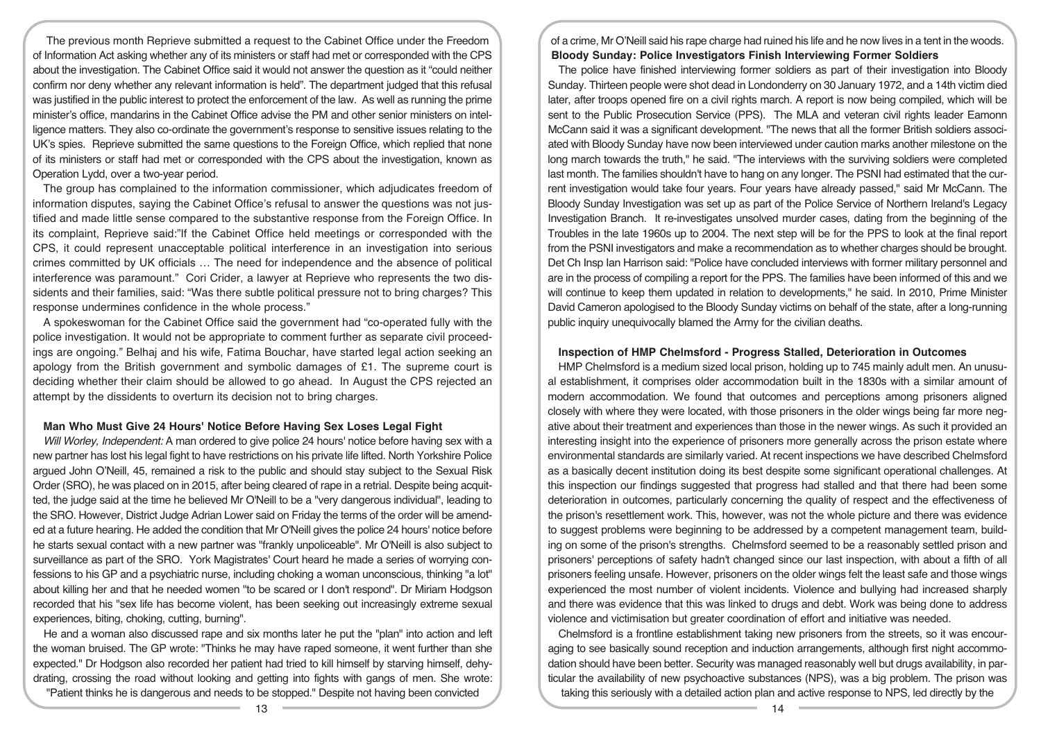The previous month Reprieve submitted a request to the Cabinet Office under the Freedom of Information Act asking whether any of its ministers or staff had met or corresponded with the CPS about the investigation. The Cabinet Office said it would not answer the question as it "could neither confirm nor deny whether any relevant information is held". The department judged that this refusal was justified in the public interest to protect the enforcement of the law. As well as running the prime minister's office, mandarins in the Cabinet Office advise the PM and other senior ministers on intelligence matters. They also co-ordinate the government's response to sensitive issues relating to the UK's spies. Reprieve submitted the same questions to the Foreign Office, which replied that none of its ministers or staff had met or corresponded with the CPS about the investigation, known as Operation Lydd, over a two-year period.

The group has complained to the information commissioner, which adjudicates freedom of information disputes, saying the Cabinet Office's refusal to answer the questions was not justified and made little sense compared to the substantive response from the Foreign Office. In its complaint, Reprieve said:"If the Cabinet Office held meetings or corresponded with the CPS, it could represent unacceptable political interference in an investigation into serious crimes committed by UK officials … The need for independence and the absence of political interference was paramount." Cori Crider, a lawyer at Reprieve who represents the two dissidents and their families, said: "Was there subtle political pressure not to bring charges? This response undermines confidence in the whole process."

A spokeswoman for the Cabinet Office said the government had "co-operated fully with the police investigation. It would not be appropriate to comment further as separate civil proceedings are ongoing." Belhaj and his wife, Fatima Bouchar, have started legal action seeking an apology from the British government and symbolic damages of £1. The supreme court is deciding whether their claim should be allowed to go ahead. In August the CPS rejected an attempt by the dissidents to overturn its decision not to bring charges.

### Man Who Must Give 24 Hours' Notice Before Having Sex Loses Legal Fight

*Will Worley, Independent:* A man ordered to give police 24 hours' notice before having sex with a new partner has lost his legal fight to have restrictions on his private life lifted. North Yorkshire Police argued John O'Neill, 45, remained a risk to the public and should stay subject to the Sexual Risk Order (SRO), he was placed on in 2015, after being cleared of rape in a retrial. Despite being acquitted, the judge said at the time he believed Mr O'Neill to be a "very dangerous individual", leading to the SRO. However, District Judge Adrian Lower said on Friday the terms of the order will be amended at a future hearing. He added the condition that Mr O'Neill gives the police 24 hours' notice before he starts sexual contact with a new partner was "frankly unpoliceable". Mr O'Neill is also subject to surveillance as part of the SRO. York Magistrates' Court heard he made a series of worrying confessions to his GP and a psychiatric nurse, including choking a woman unconscious, thinking "a lot" about killing her and that he needed women "to be scared or I don't respond". Dr Miriam Hodgson recorded that his "sex life has become violent, has been seeking out increasingly extreme sexual experiences, biting, choking, cutting, burning".

He and a woman also discussed rape and six months later he put the "plan" into action and left the woman bruised. The GP wrote: "Thinks he may have raped someone, it went further than she expected." Dr Hodgson also recorded her patient had tried to kill himself by starving himself, dehydrating, crossing the road without looking and getting into fights with gangs of men. She wrote: "Patient thinks he is dangerous and needs to be stopped." Despite not having been convicted of a crime, Mr O'Neill said his rape charge had ruined his life and he now lives in a tent in the woods.

### Bloody Sunday: Police Investigators Finish Interviewing Former Soldiers

The police have finished interviewing former soldiers as part of their investigation into Bloody Sunday. Thirteen people were shot dead in Londonderry on 30 January 1972, and a 14th victim died later, after troops opened fire on a civil rights march. A report is now being compiled, which will be sent to the Public Prosecution Service (PPS). The MLA and veteran civil rights leader Eamonn McCann said it was a significant development. "The news that all the former British soldiers associated with Bloody Sunday have now been interviewed under caution marks another milestone on the long march towards the truth," he said. "The interviews with the surviving soldiers were completed last month. The families shouldn't have to hang on any longer. The PSNI had estimated that the current investigation would take four years. Four years have already passed," said Mr McCann. The Bloody Sunday Investigation was set up as part of the Police Service of Northern Ireland's Legacy Investigation Branch. It re-investigates unsolved murder cases, dating from the beginning of the Troubles in the late 1960s up to 2004. The next step will be for the PPS to look at the final report from the PSNI investigators and make a recommendation as to whether charges should be brought. Det Ch Insp Ian Harrison said: "Police have concluded interviews with former military personnel and are in the process of compiling a report for the PPS. The families have been informed of this and we will continue to keep them updated in relation to developments," he said. In 2010, Prime Minister David Cameron apologised to the Bloody Sunday victims on behalf of the state, after a long-running public inquiry unequivocally blamed the Army for the civilian deaths.

### Inspection of HMP Chelmsford - Progress Stalled, Deterioration in Outcomes

HMP Chelmsford is a medium sized local prison, holding up to 745 mainly adult men. An unusual establishment, it comprises older accommodation built in the 1830s with a similar amount of modern accommodation. We found that outcomes and perceptions among prisoners aligned closely with where they were located, with those prisoners in the older wings being far more negative about their treatment and experiences than those in the newer wings. As such it provided an interesting insight into the experience of prisoners more generally across the prison estate where environmental standards are similarly varied. At recent inspections we have described Chelmsford as a basically decent institution doing its best despite some significant operational challenges. At this inspection our findings suggested that progress had stalled and that there had been some deterioration in outcomes, particularly concerning the quality of respect and the effectiveness of the prison's resettlement work. This, however, was not the whole picture and there was evidence to suggest problems were beginning to be addressed by a competent management team, building on some of the prison's strengths. Chelmsford seemed to be a reasonably settled prison and prisoners' perceptions of safety hadn't changed since our last inspection, with about a fifth of all prisoners feeling unsafe. However, prisoners on the older wings felt the least safe and those wings experienced the most number of violent incidents. Violence and bullying had increased sharply and there was evidence that this was linked to drugs and debt. Work was being done to address violence and victimisation but greater coordination of effort and initiative was needed.

Chelmsford is a frontline establishment taking new prisoners from the streets, so it was encouraging to see basically sound reception and induction arrangements, although first night accommodation should have been better. Security was managed reasonably well but drugs availability, in particular the availability of new psychoactive substances (NPS), was a big problem. The prison was taking this seriously with a detailed action plan and active response to NPS, led directly by the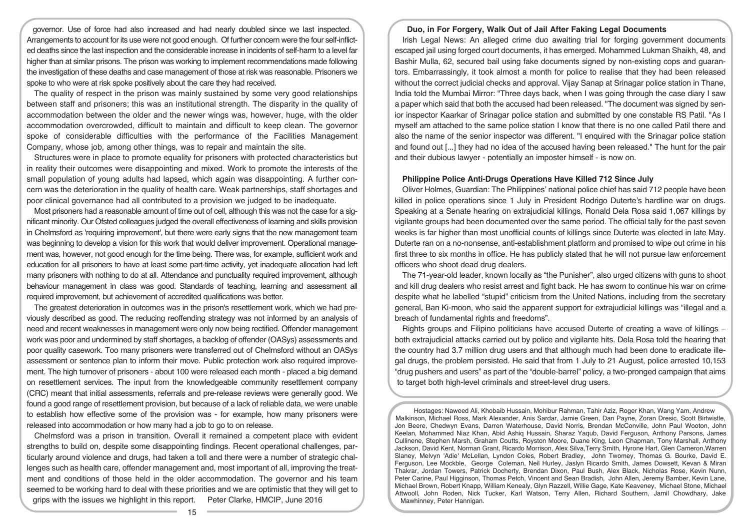governor. Use of force had also increased and had nearly doubled since we last inspected. Arrangements to account for its use were not good enough. Of further concern were the four self-inflicted deaths since the last inspection and the considerable increase in incidents of self-harm to a level far higher than at similar prisons. The prison was working to implement recommendations made following the investigation of these deaths and case management of those at risk was reasonable. Prisoners we spoke to who were at risk spoke positively about the care they had received.

The quality of respect in the prison was mainly sustained by some very good relationships between staff and prisoners; this was an institutional strength. The disparity in the quality of accommodation between the older and the newer wings was, however, huge, with the older accommodation overcrowded, difficult to maintain and difficult to keep clean. The governor spoke of considerable difficulties with the performance of the Facilities Management Company, whose job, among other things, was to repair and maintain the site.

Structures were in place to promote equality for prisoners with protected characteristics but in reality their outcomes were disappointing and mixed. Work to promote the interests of the small population of young adults had lapsed, which again was disappointing. A further concern was the deterioration in the quality of health care. Weak partnerships, staff shortages and poor clinical governance had all contributed to a provision we judged to be inadequate.

Most prisoners had a reasonable amount of time out of cell, although this was not the case for a significant minority. Our Ofsted colleagues judged the overall effectiveness of learning and skills provision in Chelmsford as 'requiring improvement', but there were early signs that the new management team was beginning to develop a vision for this work that would deliver improvement. Operational management was, however, not good enough for the time being. There was, for example, sufficient work and education for all prisoners to have at least some part-time activity, yet inadequate allocation had left many prisoners with nothing to do at all. Attendance and punctuality required improvement, although behaviour management in class was good. Standards of teaching, learning and assessment all required improvement, but achievement of accredited qualifications was better.

The greatest deterioration in outcomes was in the prison's resettlement work, which we had previously described as good. The reducing reoffending strategy was not informed by an analysis of need and recent weaknesses in management were only now being rectified. Offender management work was poor and undermined by staff shortages, a backlog of offender (OASys) assessments and poor quality casework. Too many prisoners were transferred out of Chelmsford without an OASys assessment or sentence plan to inform their move. Public protection work also required improvement. The high turnover of prisoners - about 100 were released each month - placed a big demand on resettlement services. The input from the knowledgeable community resettlement company (CRC) meant that initial assessments, referrals and pre-release reviews were generally good. We found a good range of resettlement provision, but because of a lack of reliable data, we were unable to establish how effective some of the provision was - for example, how many prisoners were released into accommodation or how many had a job to go to on release.

Chelmsford was a prison in transition. Overall it remained a competent place with evident strengths to build on, despite some disappointing findings. Recent operational challenges, particularly around violence and drugs, had taken a toll and there were a number of strategic challenges such as health care, offender management and, most important of all, improving the treatment and conditions of those held in the older accommodation. The governor and his team seemed to be working hard to deal with these priorities and we are optimistic that they will get to grips with the issues we highlight in this report. Peter Clarke, HMCIP, June 2016

**Duo, in For Forgery, Walk Out of Jail After Faking Legal Documents**

Irish Legal News: An alleged crime duo awaiting trial for forging government documents escaped jail using forged court documents, it has emerged. Mohammed Lukman Shaikh, 48, and Bashir Mulla, 62, secured bail using fake documents signed by non-existing cops and guarantors. Embarrassingly, it took almost a month for police to realise that they had been released without the correct judicial checks and approval. Vijay Sanap at Srinagar police station in Thane, India told the Mumbai Mirror: "Three days back, when I was going through the case diary I saw a paper which said that both the accused had been released. "The document was signed by senior inspector Kaarkar of Srinagar police station and submitted by one constable RS Patil. "As I myself am attached to the same police station I know that there is no one called Patil there and also the name of the senior inspector was different. "I enquired with the Srinagar police station and found out [...] they had no idea of the accused having been released." The hunt for the pair and their dubious lawyer - potentially an imposter himself - is now on.

**Philippine Police Anti-Drugs Operations Have Killed 712 Since July**

Oliver Holmes, Guardian: The Philippines' national police chief has said 712 people have been killed in police operations since 1 July in President Rodrigo Duterte's hardline war on drugs. Speaking at a Senate hearing on extrajudicial killings, Ronald Dela Rosa said 1,067 killings by vigilante groups had been documented over the same period. The official tally for the past seven weeks is far higher than most unofficial counts of killings since Duterte was elected in late May. Duterte ran on a no-nonsense, anti-establishment platform and promised to wipe out crime in his first three to six months in office. He has publicly stated that he will not pursue law enforcement officers who shoot dead drug dealers.

The 71-year-old leader, known locally as "the Punisher", also urged citizens with guns to shoot and kill drug dealers who resist arrest and fight back. He has sworn to continue his war on crime despite what he labelled "stupid" criticism from the United Nations, including from the secretary general, Ban Ki-moon, who said the apparent support for extrajudicial killings was "illegal and a breach of fundamental rights and freedoms".

Rights groups and Filipino politicians have accused Duterte of creating a wave of killings – both extrajudicial attacks carried out by police and vigilante hits. Dela Rosa told the hearing that the country had 3.7 million drug users and that although much had been done to eradicate illegal drugs, the problem persisted. He said that from 1 July to 21 August, police arrested 10,153 "drug pushers and users" as part of the "double-barrel" policy, a two-pronged campaign that aims to target both high-level criminals and street-level drug users.

Hostages: Naweed Ali, Khobaib Hussain, Mohibur Rahman, Tahir Aziz, Roger Khan, Wang Yam, Andrew Malkinson, Michael Ross, Mark Alexander, Anis Sardar, Jamie Green, Dan Payne, Zoran Dresic, Scott Birtwistle, Jon Beere, Chedwyn Evans, Darren Waterhouse, David Norris, Brendan McConville, John Paul Wooton, John Keelan, Mohammed Niaz Khan, Abid Ashiq Hussain, Sharaz Yaqub, David Ferguson, Anthony Parsons, James Cullinene, Stephen Marsh, Graham Coutts, Royston Moore, Duane King, Leon Chapman, Tony Marshall, Anthony Jackson, David Kent, Norman Grant, Ricardo Morrison, Alex Silva,Terry Smith, Hyrone Hart, Glen Cameron,Warren Slaney, Melvyn 'Adie' McLellan, Lyndon Coles, Robert Bradley, John Twomey, Thomas G. Bourke, David E. Ferguson, Lee Mockble, George Coleman, Neil Hurley, Jaslyn Ricardo Smith, James Dowsett, Kevan & Miran Thakrar, Jordan Towers, Patrick Docherty, Brendan Dixon, Paul Bush, Alex Black, Nicholas Rose, Kevin Nunn, Peter Carine, Paul Higginson, Thomas Petch, Vincent and Sean Bradish, John Allen, Jeremy Bamber, Kevin Lane, Michael Brown, Robert Knapp, William Kenealy, Glyn Razzell, Willie Gage, Kate Keaveney, Michael Stone, Michael Attwooll, John Roden, Nick Tucker, Karl Watson, Terry Allen, Richard Southern, Jamil Chowdhary, Jake Mawhinney, Peter Hannigan.